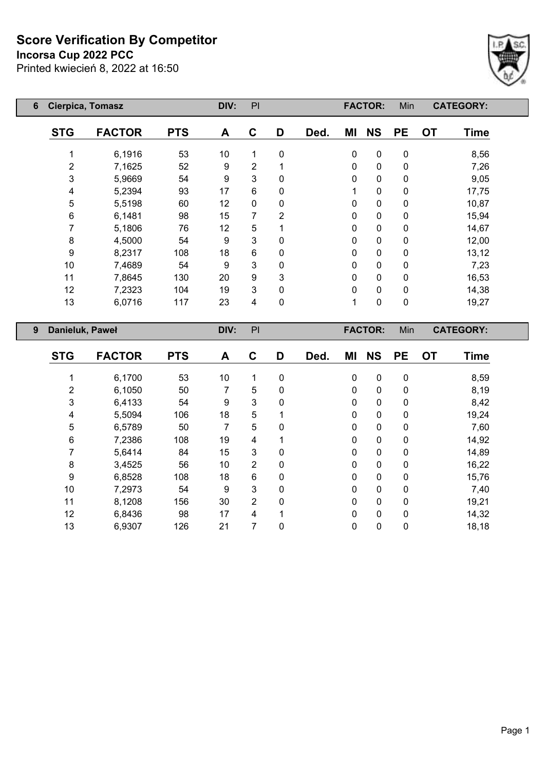# Score Verification By Competitor

**Incorsa Cup 2022 PCC**

Printed kwiecień 8, 2022 at 16:50

| 6 | Cierpica, Tomasz | | DIV: | PI | | | FACTOR: | | Min | CATEGORY: | |
|---|---|---|---|---|---|---|---|---|---|---|---|
| **STG** | **FACTOR** | **PTS** | **A** | **C** | **D** | **Ded.** | **MI** | **NS** | **PE** | **OT** | **Time** |
| 1 | 6,1916 | 53 | 10 | 1 | 0 | | 0 | 0 | 0 | | 8,56 |
| 2 | 7,1625 | 52 | 9 | 2 | 1 | | 0 | 0 | 0 | | 7,26 |
| 3 | 5,9669 | 54 | 9 | 3 | 0 | | 0 | 0 | 0 | | 9,05 |
| 4 | 5,2394 | 93 | 17 | 6 | 0 | | 1 | 0 | 0 | | 17,75 |
| 5 | 5,5198 | 60 | 12 | 0 | 0 | | 0 | 0 | 0 | | 10,87 |
| 6 | 6,1481 | 98 | 15 | 7 | 2 | | 0 | 0 | 0 | | 15,94 |
| 7 | 5,1806 | 76 | 12 | 5 | 1 | | 0 | 0 | 0 | | 14,67 |
| 8 | 4,5000 | 54 | 9 | 3 | 0 | | 0 | 0 | 0 | | 12,00 |
| 9 | 8,2317 | 108 | 18 | 6 | 0 | | 0 | 0 | 0 | | 13,12 |
| 10 | 7,4689 | 54 | 9 | 3 | 0 | | 0 | 0 | 0 | | 7,23 |
| 11 | 7,8645 | 130 | 20 | 9 | 3 | | 0 | 0 | 0 | | 16,53 |
| 12 | 7,2323 | 104 | 19 | 3 | 0 | | 0 | 0 | 0 | | 14,38 |
| 13 | 6,0716 | 117 | 23 | 4 | 0 | | 1 | 0 | 0 | | 19,27 |

| 9 | Danieluk, Paweł | | DIV: | PI | | | FACTOR: | | Min | CATEGORY: | |
|---|---|---|---|---|---|---|---|---|---|---|---|
| **STG** | **FACTOR** | **PTS** | **A** | **C** | **D** | **Ded.** | **MI** | **NS** | **PE** | **OT** | **Time** |
| 1 | 6,1700 | 53 | 10 | 1 | 0 | | 0 | 0 | 0 | | 8,59 |
| 2 | 6,1050 | 50 | 7 | 5 | 0 | | 0 | 0 | 0 | | 8,19 |
| 3 | 6,4133 | 54 | 9 | 3 | 0 | | 0 | 0 | 0 | | 8,42 |
| 4 | 5,5094 | 106 | 18 | 5 | 1 | | 0 | 0 | 0 | | 19,24 |
| 5 | 6,5789 | 50 | 7 | 5 | 0 | | 0 | 0 | 0 | | 7,60 |
| 6 | 7,2386 | 108 | 19 | 4 | 1 | | 0 | 0 | 0 | | 14,92 |
| 7 | 5,6414 | 84 | 15 | 3 | 0 | | 0 | 0 | 0 | | 14,89 |
| 8 | 3,4525 | 56 | 10 | 2 | 0 | | 0 | 0 | 0 | | 16,22 |
| 9 | 6,8528 | 108 | 18 | 6 | 0 | | 0 | 0 | 0 | | 15,76 |
| 10 | 7,2973 | 54 | 9 | 3 | 0 | | 0 | 0 | 0 | | 7,40 |
| 11 | 8,1208 | 156 | 30 | 2 | 0 | | 0 | 0 | 0 | | 19,21 |
| 12 | 6,8436 | 98 | 17 | 4 | 1 | | 0 | 0 | 0 | | 14,32 |
| 13 | 6,9307 | 126 | 21 | 7 | 0 | | 0 | 0 | 0 | | 18,18 |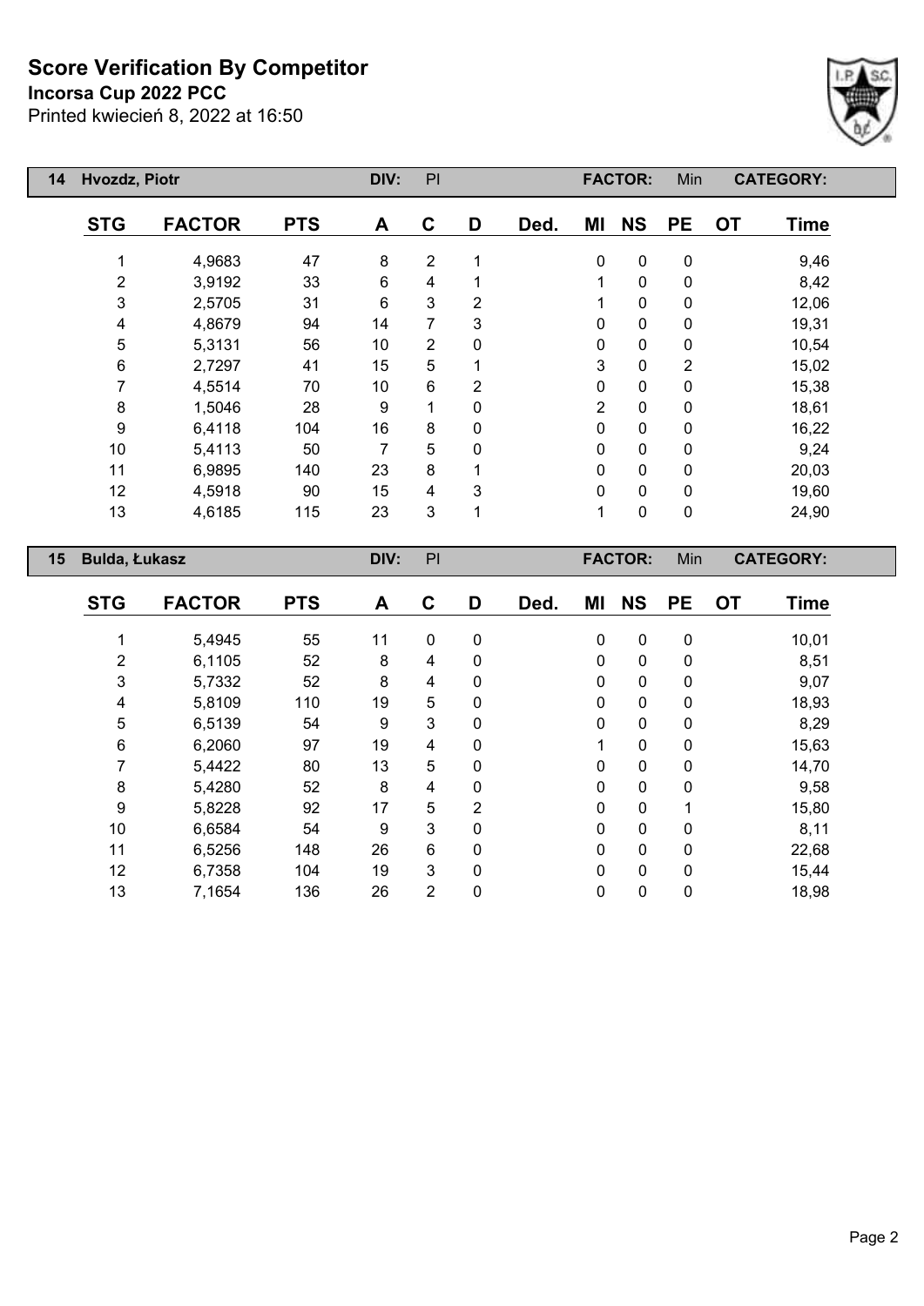# Score Verification By Competitor

**Incorsa Cup 2022 PCC**

Printed kwiecień 8, 2022 at 16:50

| 14 | Hvozdz, Piotr | | DIV: | PI | | | FACTOR: | | Min | | CATEGORY: |
|---|---|---|---|---|---|---|---|---|---|---|---|
| **STG** | **FACTOR** | **PTS** | **A** | **C** | **D** | **Ded.** | **MI** | **NS** | **PE** | **OT** | **Time** |
| 1 | 4,9683 | 47 | 8 | 2 | 1 | | 0 | 0 | 0 | | 9,46 |
| 2 | 3,9192 | 33 | 6 | 4 | 1 | | 1 | 0 | 0 | | 8,42 |
| 3 | 2,5705 | 31 | 6 | 3 | 2 | | 1 | 0 | 0 | | 12,06 |
| 4 | 4,8679 | 94 | 14 | 7 | 3 | | 0 | 0 | 0 | | 19,31 |
| 5 | 5,3131 | 56 | 10 | 2 | 0 | | 0 | 0 | 0 | | 10,54 |
| 6 | 2,7297 | 41 | 15 | 5 | 1 | | 3 | 0 | 2 | | 15,02 |
| 7 | 4,5514 | 70 | 10 | 6 | 2 | | 0 | 0 | 0 | | 15,38 |
| 8 | 1,5046 | 28 | 9 | 1 | 0 | | 2 | 0 | 0 | | 18,61 |
| 9 | 6,4118 | 104 | 16 | 8 | 0 | | 0 | 0 | 0 | | 16,22 |
| 10 | 5,4113 | 50 | 7 | 5 | 0 | | 0 | 0 | 0 | | 9,24 |
| 11 | 6,9895 | 140 | 23 | 8 | 1 | | 0 | 0 | 0 | | 20,03 |
| 12 | 4,5918 | 90 | 15 | 4 | 3 | | 0 | 0 | 0 | | 19,60 |
| 13 | 4,6185 | 115 | 23 | 3 | 1 | | 1 | 0 | 0 | | 24,90 |

| 15 | Bulda, Łukasz | | DIV: | PI | | | FACTOR: | | Min | | CATEGORY: |
|---|---|---|---|---|---|---|---|---|---|---|---|
| **STG** | **FACTOR** | **PTS** | **A** | **C** | **D** | **Ded.** | **MI** | **NS** | **PE** | **OT** | **Time** |
| 1 | 5,4945 | 55 | 11 | 0 | 0 | | 0 | 0 | 0 | | 10,01 |
| 2 | 6,1105 | 52 | 8 | 4 | 0 | | 0 | 0 | 0 | | 8,51 |
| 3 | 5,7332 | 52 | 8 | 4 | 0 | | 0 | 0 | 0 | | 9,07 |
| 4 | 5,8109 | 110 | 19 | 5 | 0 | | 0 | 0 | 0 | | 18,93 |
| 5 | 6,5139 | 54 | 9 | 3 | 0 | | 0 | 0 | 0 | | 8,29 |
| 6 | 6,2060 | 97 | 19 | 4 | 0 | | 1 | 0 | 0 | | 15,63 |
| 7 | 5,4422 | 80 | 13 | 5 | 0 | | 0 | 0 | 0 | | 14,70 |
| 8 | 5,4280 | 52 | 8 | 4 | 0 | | 0 | 0 | 0 | | 9,58 |
| 9 | 5,8228 | 92 | 17 | 5 | 2 | | 0 | 0 | 1 | | 15,80 |
| 10 | 6,6584 | 54 | 9 | 3 | 0 | | 0 | 0 | 0 | | 8,11 |
| 11 | 6,5256 | 148 | 26 | 6 | 0 | | 0 | 0 | 0 | | 22,68 |
| 12 | 6,7358 | 104 | 19 | 3 | 0 | | 0 | 0 | 0 | | 15,44 |
| 13 | 7,1654 | 136 | 26 | 2 | 0 | | 0 | 0 | 0 | | 18,98 |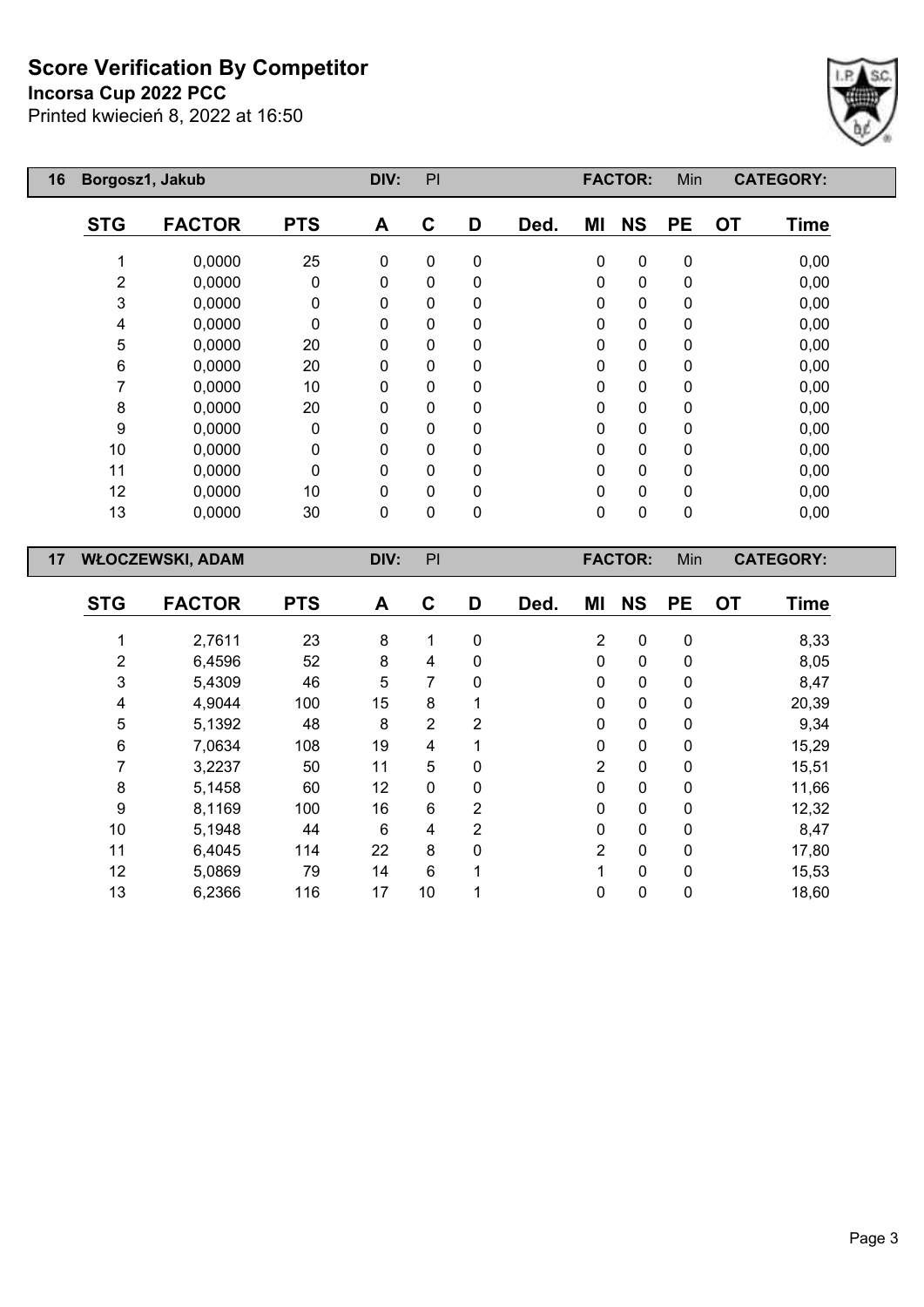# Score Verification By Competitor

**Incorsa Cup 2022 PCC**

Printed kwiecień 8, 2022 at 16:50

| 16 | Borgosz1, Jakub | | DIV: | PI | | | FACTOR: | Min | | CATEGORY: | |
|---|---|---|---|---|---|---|---|---|---|---|---|
| **STG** | **FACTOR** | **PTS** | **A** | **C** | **D** | **Ded.** | **MI** | **NS** | **PE** | **OT** | **Time** |
| 1 | 0,0000 | 25 | 0 | 0 | 0 | | 0 | 0 | 0 | | 0,00 |
| 2 | 0,0000 | 0 | 0 | 0 | 0 | | 0 | 0 | 0 | | 0,00 |
| 3 | 0,0000 | 0 | 0 | 0 | 0 | | 0 | 0 | 0 | | 0,00 |
| 4 | 0,0000 | 0 | 0 | 0 | 0 | | 0 | 0 | 0 | | 0,00 |
| 5 | 0,0000 | 20 | 0 | 0 | 0 | | 0 | 0 | 0 | | 0,00 |
| 6 | 0,0000 | 20 | 0 | 0 | 0 | | 0 | 0 | 0 | | 0,00 |
| 7 | 0,0000 | 10 | 0 | 0 | 0 | | 0 | 0 | 0 | | 0,00 |
| 8 | 0,0000 | 20 | 0 | 0 | 0 | | 0 | 0 | 0 | | 0,00 |
| 9 | 0,0000 | 0 | 0 | 0 | 0 | | 0 | 0 | 0 | | 0,00 |
| 10 | 0,0000 | 0 | 0 | 0 | 0 | | 0 | 0 | 0 | | 0,00 |
| 11 | 0,0000 | 0 | 0 | 0 | 0 | | 0 | 0 | 0 | | 0,00 |
| 12 | 0,0000 | 10 | 0 | 0 | 0 | | 0 | 0 | 0 | | 0,00 |
| 13 | 0,0000 | 30 | 0 | 0 | 0 | | 0 | 0 | 0 | | 0,00 |

| 17 | WŁOCZEWSKI, ADAM | | DIV: | PI | | | FACTOR: | Min | | CATEGORY: | |
|---|---|---|---|---|---|---|---|---|---|---|---|
| **STG** | **FACTOR** | **PTS** | **A** | **C** | **D** | **Ded.** | **MI** | **NS** | **PE** | **OT** | **Time** |
| 1 | 2,7611 | 23 | 8 | 1 | 0 | | 2 | 0 | 0 | | 8,33 |
| 2 | 6,4596 | 52 | 8 | 4 | 0 | | 0 | 0 | 0 | | 8,05 |
| 3 | 5,4309 | 46 | 5 | 7 | 0 | | 0 | 0 | 0 | | 8,47 |
| 4 | 4,9044 | 100 | 15 | 8 | 1 | | 0 | 0 | 0 | | 20,39 |
| 5 | 5,1392 | 48 | 8 | 2 | 2 | | 0 | 0 | 0 | | 9,34 |
| 6 | 7,0634 | 108 | 19 | 4 | 1 | | 0 | 0 | 0 | | 15,29 |
| 7 | 3,2237 | 50 | 11 | 5 | 0 | | 2 | 0 | 0 | | 15,51 |
| 8 | 5,1458 | 60 | 12 | 0 | 0 | | 0 | 0 | 0 | | 11,66 |
| 9 | 8,1169 | 100 | 16 | 6 | 2 | | 0 | 0 | 0 | | 12,32 |
| 10 | 5,1948 | 44 | 6 | 4 | 2 | | 0 | 0 | 0 | | 8,47 |
| 11 | 6,4045 | 114 | 22 | 8 | 0 | | 2 | 0 | 0 | | 17,80 |
| 12 | 5,0869 | 79 | 14 | 6 | 1 | | 1 | 0 | 0 | | 15,53 |
| 13 | 6,2366 | 116 | 17 | 10 | 1 | | 0 | 0 | 0 | | 18,60 |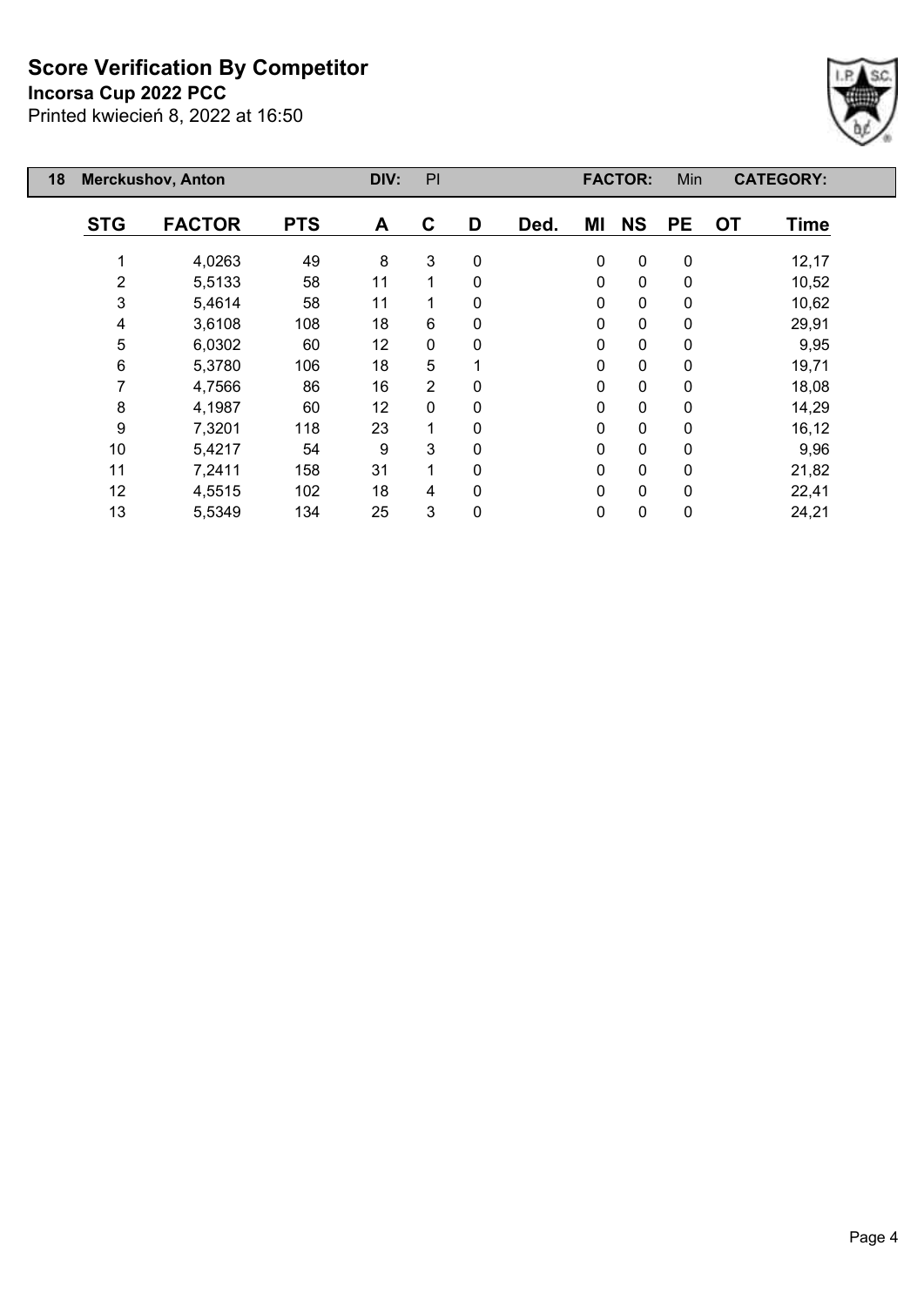# Score Verification By Competitor

**Incorsa Cup 2022 PCC**

Printed kwiecień 8, 2022 at 16:50

| **18** | **Merckushov, Anton** | | **DIV:** | Pl | | | **FACTOR:** | | Min | | **CATEGORY:** |
|---|---|---|---|---|---|---|---|---|---|---|---|
| **STG** | **FACTOR** | **PTS** | **A** | **C** | **D** | **Ded.** | **MI** | **NS** | **PE** | **OT** | **Time** |
| 1 | 4,0263 | 49 | 8 | 3 | 0 | | 0 | 0 | 0 | | 12,17 |
| 2 | 5,5133 | 58 | 11 | 1 | 0 | | 0 | 0 | 0 | | 10,52 |
| 3 | 5,4614 | 58 | 11 | 1 | 0 | | 0 | 0 | 0 | | 10,62 |
| 4 | 3,6108 | 108 | 18 | 6 | 0 | | 0 | 0 | 0 | | 29,91 |
| 5 | 6,0302 | 60 | 12 | 0 | 0 | | 0 | 0 | 0 | | 9,95 |
| 6 | 5,3780 | 106 | 18 | 5 | 1 | | 0 | 0 | 0 | | 19,71 |
| 7 | 4,7566 | 86 | 16 | 2 | 0 | | 0 | 0 | 0 | | 18,08 |
| 8 | 4,1987 | 60 | 12 | 0 | 0 | | 0 | 0 | 0 | | 14,29 |
| 9 | 7,3201 | 118 | 23 | 1 | 0 | | 0 | 0 | 0 | | 16,12 |
| 10 | 5,4217 | 54 | 9 | 3 | 0 | | 0 | 0 | 0 | | 9,96 |
| 11 | 7,2411 | 158 | 31 | 1 | 0 | | 0 | 0 | 0 | | 21,82 |
| 12 | 4,5515 | 102 | 18 | 4 | 0 | | 0 | 0 | 0 | | 22,41 |
| 13 | 5,5349 | 134 | 25 | 3 | 0 | | 0 | 0 | 0 | | 24,21 |